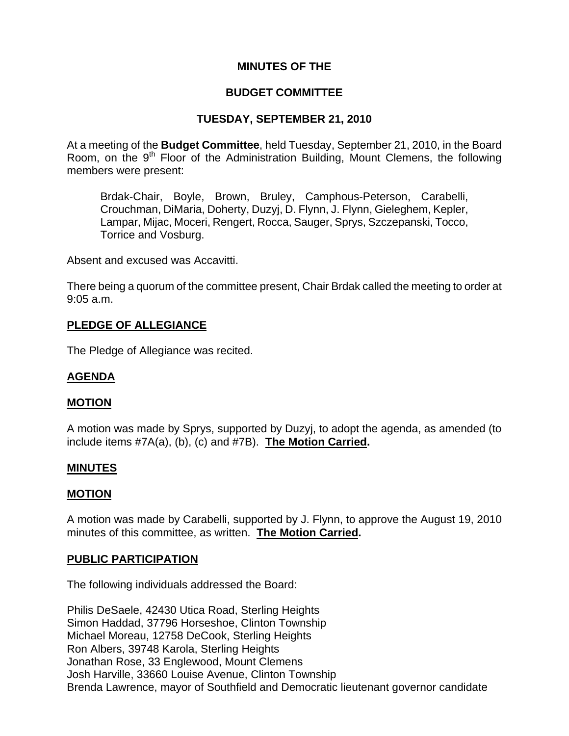**MINUTES OF THE**

**BUDGET COMMITTEE**

**TUESDAY, SEPTEMBER 21, 2010**

At a meeting of the **Budget Committee**, held Tuesday, September 21, 2010, in the Board Room, on the 9th Floor of the Administration Building, Mount Clemens, the following members were present:

> Brdak-Chair, Boyle, Brown, Bruley, Camphous-Peterson, Carabelli, Crouchman, DiMaria, Doherty, Duzyj, D. Flynn, J. Flynn, Gieleghem, Kepler, Lampar, Mijac, Moceri, Rengert, Rocca, Sauger, Sprys, Szczepanski, Tocco, Torrice and Vosburg.

Absent and excused was Accavitti.

There being a quorum of the committee present, Chair Brdak called the meeting to order at 9:05 a.m.

## PLEDGE OF ALLEGIANCE

The Pledge of Allegiance was recited.

## AGENDA

## MOTION

A motion was made by Sprys, supported by Duzyj, to adopt the agenda, as amended (to include items #7A(a), (b), (c) and #7B). **The Motion Carried.**

## MINUTES

## MOTION

A motion was made by Carabelli, supported by J. Flynn, to approve the August 19, 2010 minutes of this committee, as written. **The Motion Carried.**

## PUBLIC PARTICIPATION

The following individuals addressed the Board:

Philis DeSaele, 42430 Utica Road, Sterling Heights
Simon Haddad, 37796 Horseshoe, Clinton Township
Michael Moreau, 12758 DeCook, Sterling Heights
Ron Albers, 39748 Karola, Sterling Heights
Jonathan Rose, 33 Englewood, Mount Clemens
Josh Harville, 33660 Louise Avenue, Clinton Township
Brenda Lawrence, mayor of Southfield and Democratic lieutenant governor candidate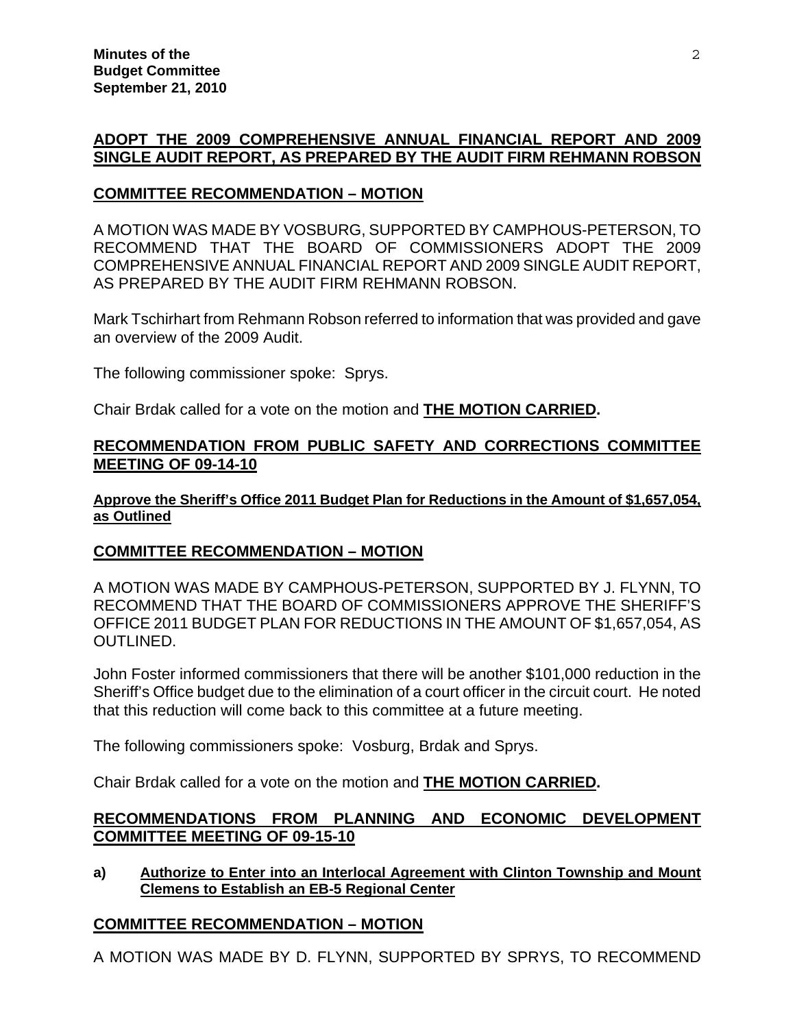**ADOPT THE 2009 COMPREHENSIVE ANNUAL FINANCIAL REPORT AND 2009 SINGLE AUDIT REPORT, AS PREPARED BY THE AUDIT FIRM REHMANN ROBSON**

**COMMITTEE RECOMMENDATION – MOTION**

A MOTION WAS MADE BY VOSBURG, SUPPORTED BY CAMPHOUS-PETERSON, TO RECOMMEND THAT THE BOARD OF COMMISSIONERS ADOPT THE 2009 COMPREHENSIVE ANNUAL FINANCIAL REPORT AND 2009 SINGLE AUDIT REPORT, AS PREPARED BY THE AUDIT FIRM REHMANN ROBSON.

Mark Tschirhart from Rehmann Robson referred to information that was provided and gave an overview of the 2009 Audit.

The following commissioner spoke: Sprys.

Chair Brdak called for a vote on the motion and **THE MOTION CARRIED.**

**RECOMMENDATION FROM PUBLIC SAFETY AND CORRECTIONS COMMITTEE MEETING OF 09-14-10**

**Approve the Sheriff's Office 2011 Budget Plan for Reductions in the Amount of $1,657,054, as Outlined**

**COMMITTEE RECOMMENDATION – MOTION**

A MOTION WAS MADE BY CAMPHOUS-PETERSON, SUPPORTED BY J. FLYNN, TO RECOMMEND THAT THE BOARD OF COMMISSIONERS APPROVE THE SHERIFF'S OFFICE 2011 BUDGET PLAN FOR REDUCTIONS IN THE AMOUNT OF $1,657,054, AS OUTLINED.

John Foster informed commissioners that there will be another $101,000 reduction in the Sheriff's Office budget due to the elimination of a court officer in the circuit court. He noted that this reduction will come back to this committee at a future meeting.

The following commissioners spoke: Vosburg, Brdak and Sprys.

Chair Brdak called for a vote on the motion and **THE MOTION CARRIED.**

**RECOMMENDATIONS FROM PLANNING AND ECONOMIC DEVELOPMENT COMMITTEE MEETING OF 09-15-10**

**a) Authorize to Enter into an Interlocal Agreement with Clinton Township and Mount Clemens to Establish an EB-5 Regional Center**

**COMMITTEE RECOMMENDATION – MOTION**

A MOTION WAS MADE BY D. FLYNN, SUPPORTED BY SPRYS, TO RECOMMEND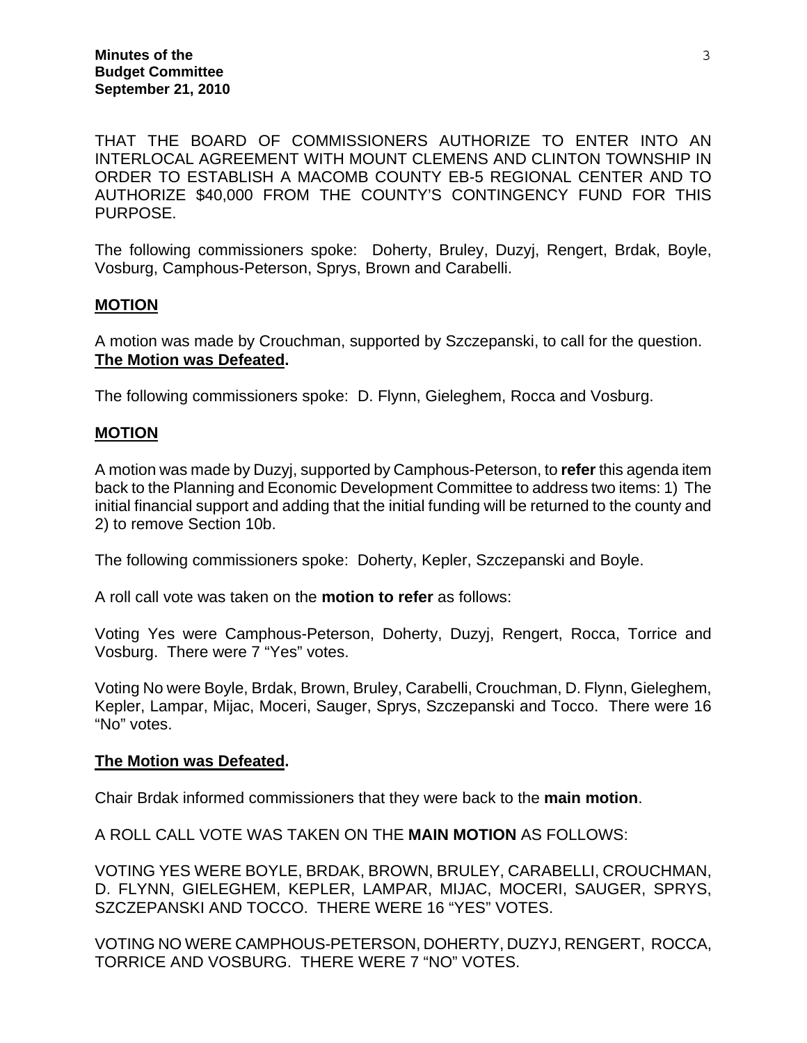THAT THE BOARD OF COMMISSIONERS AUTHORIZE TO ENTER INTO AN INTERLOCAL AGREEMENT WITH MOUNT CLEMENS AND CLINTON TOWNSHIP IN ORDER TO ESTABLISH A MACOMB COUNTY EB-5 REGIONAL CENTER AND TO AUTHORIZE $40,000 FROM THE COUNTY'S CONTINGENCY FUND FOR THIS PURPOSE.

The following commissioners spoke: Doherty, Bruley, Duzyj, Rengert, Brdak, Boyle, Vosburg, Camphous-Peterson, Sprys, Brown and Carabelli.

**MOTION**

A motion was made by Crouchman, supported by Szczepanski, to call for the question.
**The Motion was Defeated.**

The following commissioners spoke: D. Flynn, Gieleghem, Rocca and Vosburg.

**MOTION**

A motion was made by Duzyj, supported by Camphous-Peterson, to **refer** this agenda item back to the Planning and Economic Development Committee to address two items: 1) The initial financial support and adding that the initial funding will be returned to the county and 2) to remove Section 10b.

The following commissioners spoke: Doherty, Kepler, Szczepanski and Boyle.

A roll call vote was taken on the **motion to refer** as follows:

Voting Yes were Camphous-Peterson, Doherty, Duzyj, Rengert, Rocca, Torrice and Vosburg. There were 7 "Yes" votes.

Voting No were Boyle, Brdak, Brown, Bruley, Carabelli, Crouchman, D. Flynn, Gieleghem, Kepler, Lampar, Mijac, Moceri, Sauger, Sprys, Szczepanski and Tocco. There were 16 "No" votes.

**The Motion was Defeated.**

Chair Brdak informed commissioners that they were back to the **main motion**.

A ROLL CALL VOTE WAS TAKEN ON THE **MAIN MOTION** AS FOLLOWS:

VOTING YES WERE BOYLE, BRDAK, BROWN, BRULEY, CARABELLI, CROUCHMAN, D. FLYNN, GIELEGHEM, KEPLER, LAMPAR, MIJAC, MOCERI, SAUGER, SPRYS, SZCZEPANSKI AND TOCCO. THERE WERE 16 "YES" VOTES.

VOTING NO WERE CAMPHOUS-PETERSON, DOHERTY, DUZYJ, RENGERT, ROCCA, TORRICE AND VOSBURG. THERE WERE 7 "NO" VOTES.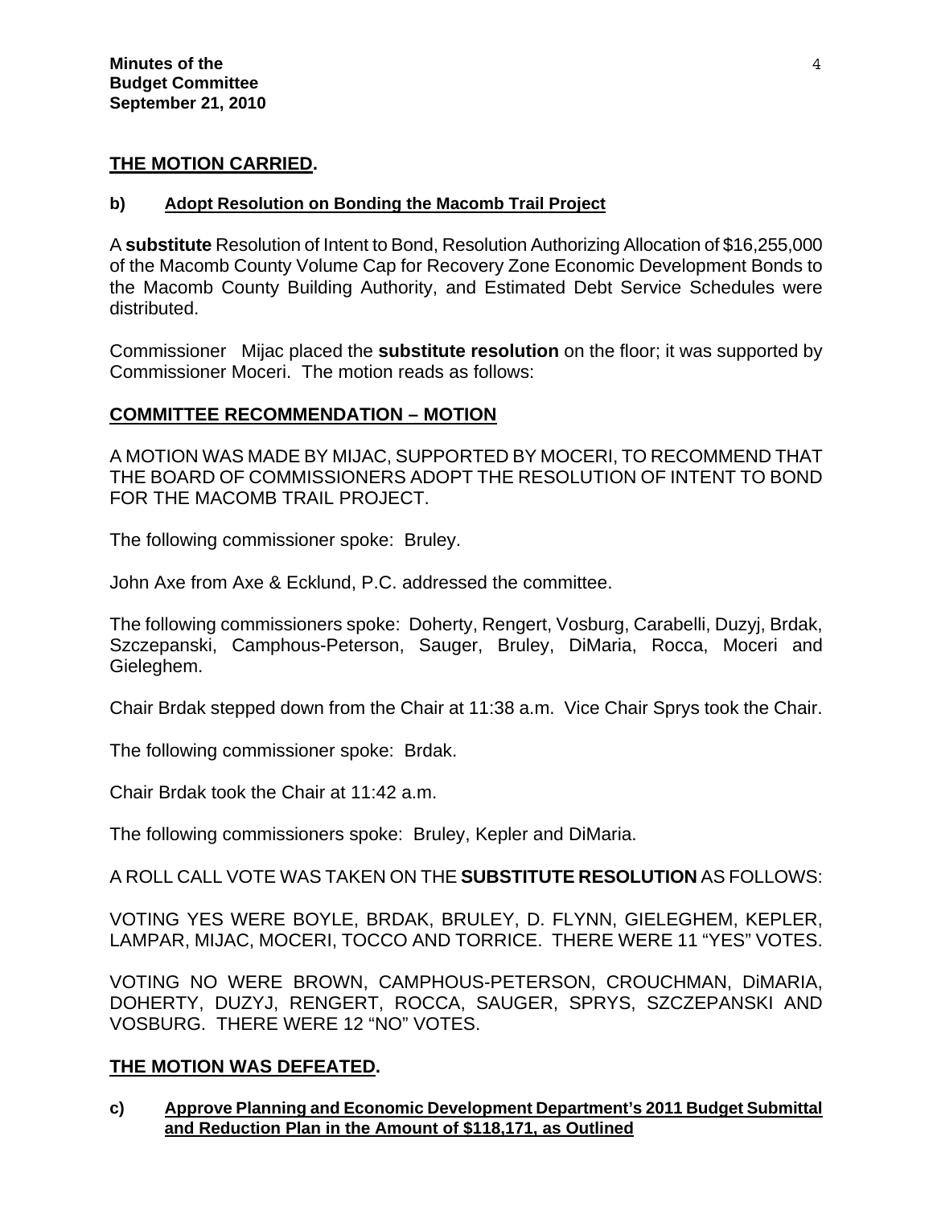**THE MOTION CARRIED.**

**b) Adopt Resolution on Bonding the Macomb Trail Project**

A **substitute** Resolution of Intent to Bond, Resolution Authorizing Allocation of $16,255,000 of the Macomb County Volume Cap for Recovery Zone Economic Development Bonds to the Macomb County Building Authority, and Estimated Debt Service Schedules were distributed.

Commissioner Mijac placed the **substitute resolution** on the floor; it was supported by Commissioner Moceri. The motion reads as follows:

**COMMITTEE RECOMMENDATION – MOTION**

A MOTION WAS MADE BY MIJAC, SUPPORTED BY MOCERI, TO RECOMMEND THAT THE BOARD OF COMMISSIONERS ADOPT THE RESOLUTION OF INTENT TO BOND FOR THE MACOMB TRAIL PROJECT.

The following commissioner spoke: Bruley.

John Axe from Axe & Ecklund, P.C. addressed the committee.

The following commissioners spoke: Doherty, Rengert, Vosburg, Carabelli, Duzyj, Brdak, Szczepanski, Camphous-Peterson, Sauger, Bruley, DiMaria, Rocca, Moceri and Gieleghem.

Chair Brdak stepped down from the Chair at 11:38 a.m. Vice Chair Sprys took the Chair.

The following commissioner spoke: Brdak.

Chair Brdak took the Chair at 11:42 a.m.

The following commissioners spoke: Bruley, Kepler and DiMaria.

A ROLL CALL VOTE WAS TAKEN ON THE **SUBSTITUTE RESOLUTION** AS FOLLOWS:

VOTING YES WERE BOYLE, BRDAK, BRULEY, D. FLYNN, GIELEGHEM, KEPLER, LAMPAR, MIJAC, MOCERI, TOCCO AND TORRICE. THERE WERE 11 "YES" VOTES.

VOTING NO WERE BROWN, CAMPHOUS-PETERSON, CROUCHMAN, DiMARIA, DOHERTY, DUZYJ, RENGERT, ROCCA, SAUGER, SPRYS, SZCZEPANSKI AND VOSBURG. THERE WERE 12 "NO" VOTES.

**THE MOTION WAS DEFEATED.**

**c) Approve Planning and Economic Development Department's 2011 Budget Submittal and Reduction Plan in the Amount of $118,171, as Outlined**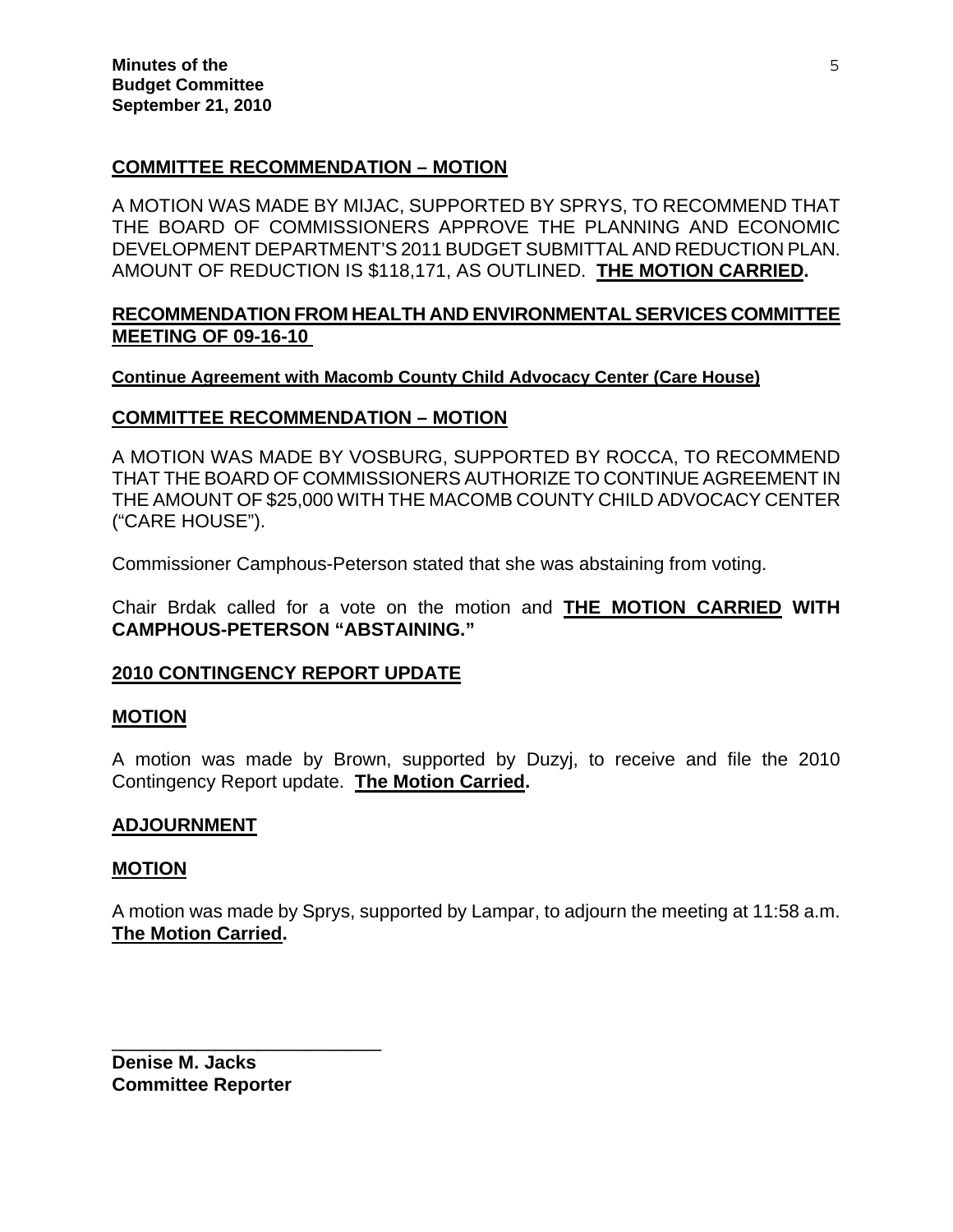**COMMITTEE RECOMMENDATION – MOTION**

A MOTION WAS MADE BY MIJAC, SUPPORTED BY SPRYS, TO RECOMMEND THAT THE BOARD OF COMMISSIONERS APPROVE THE PLANNING AND ECONOMIC DEVELOPMENT DEPARTMENT'S 2011 BUDGET SUBMITTAL AND REDUCTION PLAN. AMOUNT OF REDUCTION IS $118,171, AS OUTLINED. **THE MOTION CARRIED.**

**RECOMMENDATION FROM HEALTH AND ENVIRONMENTAL SERVICES COMMITTEE MEETING OF 09-16-10**

**Continue Agreement with Macomb County Child Advocacy Center (Care House)**

**COMMITTEE RECOMMENDATION – MOTION**

A MOTION WAS MADE BY VOSBURG, SUPPORTED BY ROCCA, TO RECOMMEND THAT THE BOARD OF COMMISSIONERS AUTHORIZE TO CONTINUE AGREEMENT IN THE AMOUNT OF $25,000 WITH THE MACOMB COUNTY CHILD ADVOCACY CENTER ("CARE HOUSE").

Commissioner Camphous-Peterson stated that she was abstaining from voting.

Chair Brdak called for a vote on the motion and **THE MOTION CARRIED WITH CAMPHOUS-PETERSON "ABSTAINING."**

**2010 CONTINGENCY REPORT UPDATE**

**MOTION**

A motion was made by Brown, supported by Duzyj, to receive and file the 2010 Contingency Report update. **The Motion Carried.**

**ADJOURNMENT**

**MOTION**

A motion was made by Sprys, supported by Lampar, to adjourn the meeting at 11:58 a.m. **The Motion Carried.**

\_\_\_\_\_\_\_\_\_\_\_\_\_\_\_\_\_\_\_\_\_\_\_\_\_\_\_

**Denise M. Jacks**
**Committee Reporter**